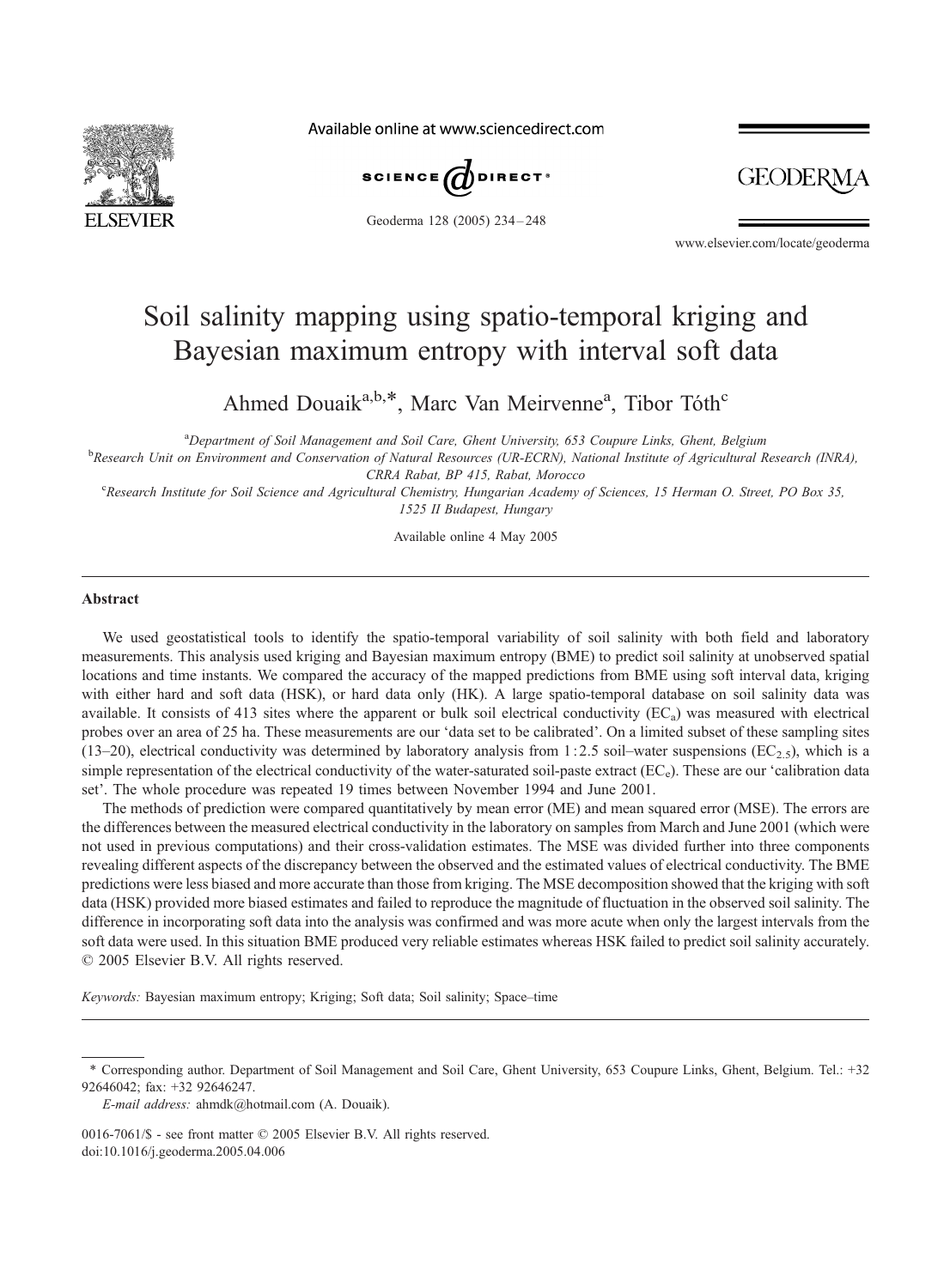# Soil salinity mapping using spatio-temporal kriging and Bayesian maximum entropy with interval soft data

Ahmed Douaik[a,b,*], Marc Van Meirvenne[a], Tibor Tóth[c]

[a]Department of Soil Management and Soil Care, Ghent University, 653 Coupure Links, Ghent, Belgium

[b]Research Unit on Environment and Conservation of Natural Resources (UR-ECRN), National Institute of Agricultural Research (INRA), CRRA Rabat, BP 415, Rabat, Morocco

[c]Research Institute for Soil Science and Agricultural Chemistry, Hungarian Academy of Sciences, 15 Herman O. Street, PO Box 35, 1525 II Budapest, Hungary

Available online 4 May 2005

## Abstract

We used geostatistical tools to identify the spatio-temporal variability of soil salinity with both field and laboratory measurements. This analysis used kriging and Bayesian maximum entropy (BME) to predict soil salinity at unobserved spatial locations and time instants. We compared the accuracy of the mapped predictions from BME using soft interval data, kriging with either hard and soft data (HSK), or hard data only (HK). A large spatio-temporal database on soil salinity data was available. It consists of 413 sites where the apparent or bulk soil electrical conductivity ($EC_a$) was measured with electrical probes over an area of 25 ha. These measurements are our 'data set to be calibrated'. On a limited subset of these sampling sites (13–20), electrical conductivity was determined by laboratory analysis from 1 : 2.5 soil–water suspensions ($EC_{2.5}$), which is a simple representation of the electrical conductivity of the water-saturated soil-paste extract ($EC_e$). These are our 'calibration data set'. The whole procedure was repeated 19 times between November 1994 and June 2001.

The methods of prediction were compared quantitatively by mean error (ME) and mean squared error (MSE). The errors are the differences between the measured electrical conductivity in the laboratory on samples from March and June 2001 (which were not used in previous computations) and their cross-validation estimates. The MSE was divided further into three components revealing different aspects of the discrepancy between the observed and the estimated values of electrical conductivity. The BME predictions were less biased and more accurate than those from kriging. The MSE decomposition showed that the kriging with soft data (HSK) provided more biased estimates and failed to reproduce the magnitude of fluctuation in the observed soil salinity. The difference in incorporating soft data into the analysis was confirmed and was more acute when only the largest intervals from the soft data were used. In this situation BME produced very reliable estimates whereas HSK failed to predict soil salinity accurately.
© 2005 Elsevier B.V. All rights reserved.

*Keywords:* Bayesian maximum entropy; Kriging; Soft data; Soil salinity; Space–time

---

\* Corresponding author. Department of Soil Management and Soil Care, Ghent University, 653 Coupure Links, Ghent, Belgium. Tel.: +32 92646042; fax: +32 92646247.

*E-mail address:* ahmdk@hotmail.com (A. Douaik).

0016-7061/$ - see front matter © 2005 Elsevier B.V. All rights reserved.
doi:10.1016/j.geoderma.2005.04.006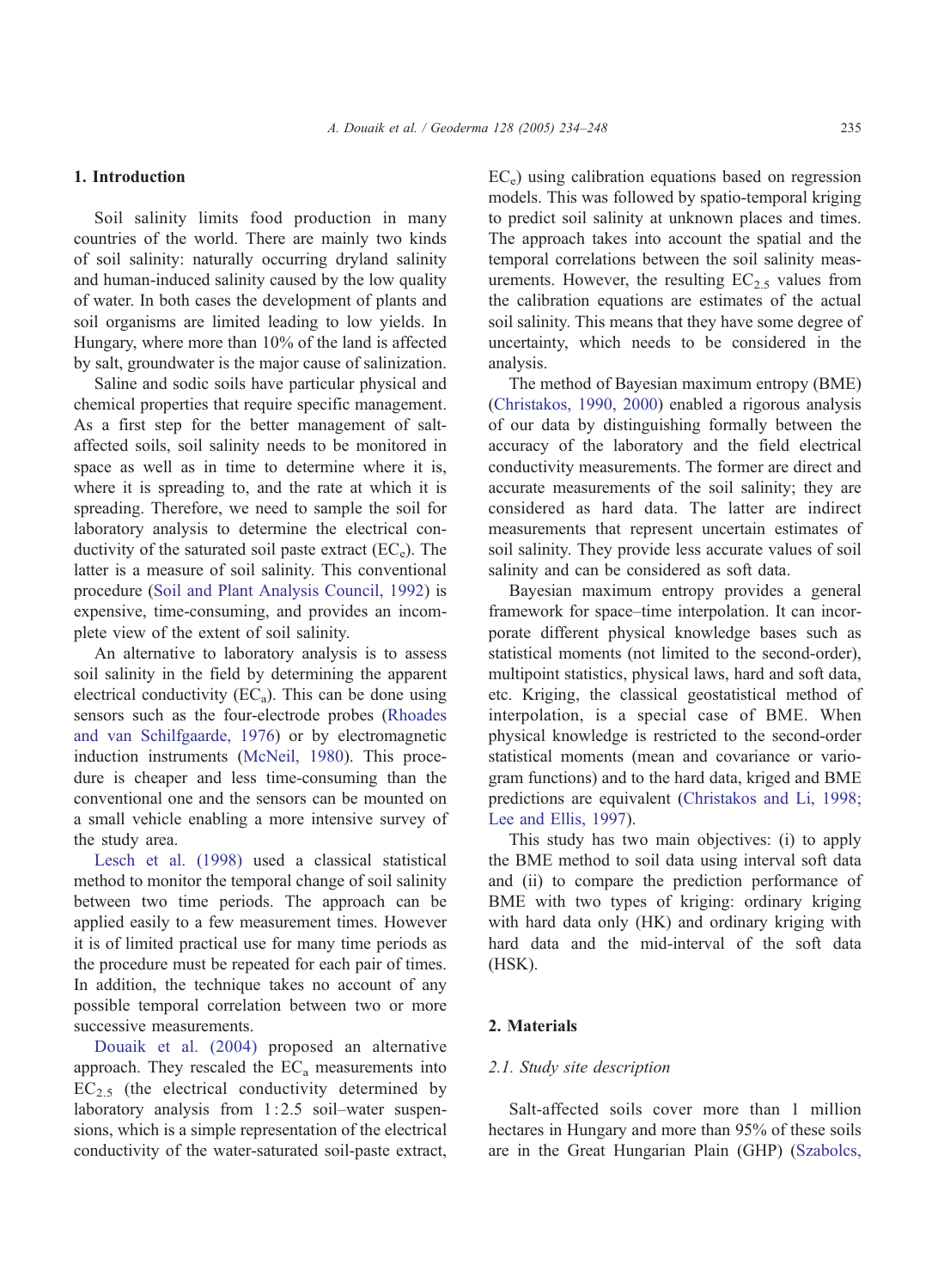## 1. Introduction

Soil salinity limits food production in many countries of the world. There are mainly two kinds of soil salinity: naturally occurring dryland salinity and human-induced salinity caused by the low quality of water. In both cases the development of plants and soil organisms are limited leading to low yields. In Hungary, where more than 10% of the land is affected by salt, groundwater is the major cause of salinization.

Saline and sodic soils have particular physical and chemical properties that require specific management. As a first step for the better management of salt-affected soils, soil salinity needs to be monitored in space as well as in time to determine where it is, where it is spreading to, and the rate at which it is spreading. Therefore, we need to sample the soil for laboratory analysis to determine the electrical conductivity of the saturated soil paste extract ($EC_e$). The latter is a measure of soil salinity. This conventional procedure (Soil and Plant Analysis Council, 1992) is expensive, time-consuming, and provides an incomplete view of the extent of soil salinity.

An alternative to laboratory analysis is to assess soil salinity in the field by determining the apparent electrical conductivity ($EC_a$). This can be done using sensors such as the four-electrode probes (Rhoades and van Schilfgaarde, 1976) or by electromagnetic induction instruments (McNeil, 1980). This procedure is cheaper and less time-consuming than the conventional one and the sensors can be mounted on a small vehicle enabling a more intensive survey of the study area.

Lesch et al. (1998) used a classical statistical method to monitor the temporal change of soil salinity between two time periods. The approach can be applied easily to a few measurement times. However it is of limited practical use for many time periods as the procedure must be repeated for each pair of times. In addition, the technique takes no account of any possible temporal correlation between two or more successive measurements.

Douaik et al. (2004) proposed an alternative approach. They rescaled the $EC_a$ measurements into $EC_{2.5}$ (the electrical conductivity determined by laboratory analysis from 1 : 2.5 soil–water suspensions, which is a simple representation of the electrical conductivity of the water-saturated soil-paste extract, $EC_e$) using calibration equations based on regression models. This was followed by spatio-temporal kriging to predict soil salinity at unknown places and times. The approach takes into account the spatial and the temporal correlations between the soil salinity measurements. However, the resulting $EC_{2.5}$ values from the calibration equations are estimates of the actual soil salinity. This means that they have some degree of uncertainty, which needs to be considered in the analysis.

The method of Bayesian maximum entropy (BME) (Christakos, 1990, 2000) enabled a rigorous analysis of our data by distinguishing formally between the accuracy of the laboratory and the field electrical conductivity measurements. The former are direct and accurate measurements of the soil salinity; they are considered as hard data. The latter are indirect measurements that represent uncertain estimates of soil salinity. They provide less accurate values of soil salinity and can be considered as soft data.

Bayesian maximum entropy provides a general framework for space–time interpolation. It can incorporate different physical knowledge bases such as statistical moments (not limited to the second-order), multipoint statistics, physical laws, hard and soft data, etc. Kriging, the classical geostatistical method of interpolation, is a special case of BME. When physical knowledge is restricted to the second-order statistical moments (mean and covariance or variogram functions) and to the hard data, kriged and BME predictions are equivalent (Christakos and Li, 1998; Lee and Ellis, 1997).

This study has two main objectives: (i) to apply the BME method to soil data using interval soft data and (ii) to compare the prediction performance of BME with two types of kriging: ordinary kriging with hard data only (HK) and ordinary kriging with hard data and the mid-interval of the soft data (HSK).

## 2. Materials

### 2.1. Study site description

Salt-affected soils cover more than 1 million hectares in Hungary and more than 95% of these soils are in the Great Hungarian Plain (GHP) (Szabolcs,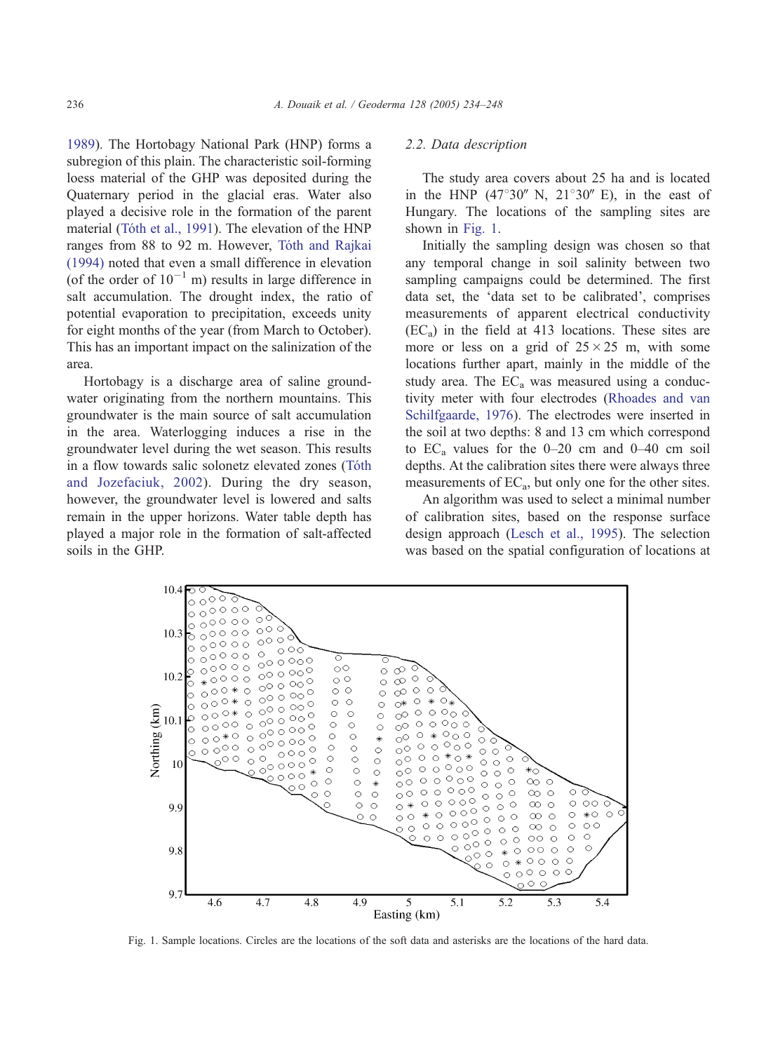1989). The Hortobagy National Park (HNP) forms a subregion of this plain. The characteristic soil-forming loess material of the GHP was deposited during the Quaternary period in the glacial eras. Water also played a decisive role in the formation of the parent material (Tóth et al., 1991). The elevation of the HNP ranges from 88 to 92 m. However, Tóth and Rajkai (1994) noted that even a small difference in elevation (of the order of $10^{-1}$ m) results in large difference in salt accumulation. The drought index, the ratio of potential evaporation to precipitation, exceeds unity for eight months of the year (from March to October). This has an important impact on the salinization of the area.

Hortobagy is a discharge area of saline groundwater originating from the northern mountains. This groundwater is the main source of salt accumulation in the area. Waterlogging induces a rise in the groundwater level during the wet season. This results in a flow towards salic solonetz elevated zones (Tóth and Jozefaciuk, 2002). During the dry season, however, the groundwater level is lowered and salts remain in the upper horizons. Water table depth has played a major role in the formation of salt-affected soils in the GHP.

## 2.2. Data description

The study area covers about 25 ha and is located in the HNP (47°30″ N, 21°30″ E), in the east of Hungary. The locations of the sampling sites are shown in Fig. 1.

Initially the sampling design was chosen so that any temporal change in soil salinity between two sampling campaigns could be determined. The first data set, the 'data set to be calibrated', comprises measurements of apparent electrical conductivity ($EC_a$) in the field at 413 locations. These sites are more or less on a grid of $25 \times 25$ m, with some locations further apart, mainly in the middle of the study area. The $EC_a$ was measured using a conductivity meter with four electrodes (Rhoades and van Schilfgaarde, 1976). The electrodes were inserted in the soil at two depths: 8 and 13 cm which correspond to $EC_a$ values for the 0–20 cm and 0–40 cm soil depths. At the calibration sites there were always three measurements of $EC_a$, but only one for the other sites.

An algorithm was used to select a minimal number of calibration sites, based on the response surface design approach (Lesch et al., 1995). The selection was based on the spatial configuration of locations at

Fig. 1. Sample locations. Circles are the locations of the soft data and asterisks are the locations of the hard data.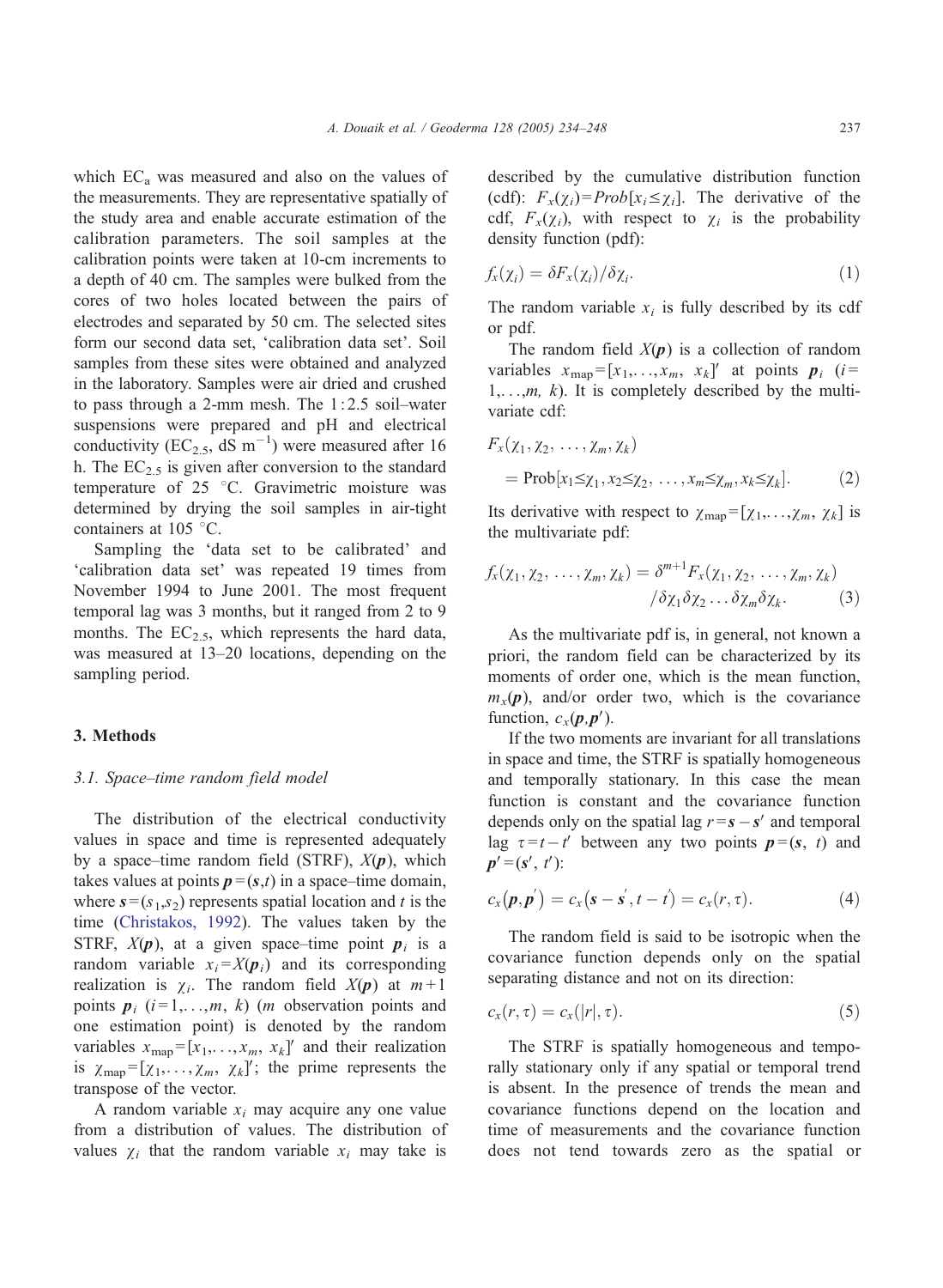which $EC_a$ was measured and also on the values of the measurements. They are representative spatially of the study area and enable accurate estimation of the calibration parameters. The soil samples at the calibration points were taken at 10-cm increments to a depth of 40 cm. The samples were bulked from the cores of two holes located between the pairs of electrodes and separated by 50 cm. The selected sites form our second data set, 'calibration data set'. Soil samples from these sites were obtained and analyzed in the laboratory. Samples were air dried and crushed to pass through a 2-mm mesh. The 1 : 2.5 soil–water suspensions were prepared and pH and electrical conductivity ($EC_{2.5}$, dS $m^{-1}$) were measured after 16 h. The $EC_{2.5}$ is given after conversion to the standard temperature of 25 °C. Gravimetric moisture was determined by drying the soil samples in air-tight containers at 105 °C.

Sampling the 'data set to be calibrated' and 'calibration data set' was repeated 19 times from November 1994 to June 2001. The most frequent temporal lag was 3 months, but it ranged from 2 to 9 months. The $EC_{2.5}$, which represents the hard data, was measured at 13–20 locations, depending on the sampling period.

## 3. Methods

### 3.1. Space–time random field model

The distribution of the electrical conductivity values in space and time is represented adequately by a space–time random field (STRF), $X(\boldsymbol{p})$, which takes values at points $\boldsymbol{p}=(\boldsymbol{s},t)$ in a space–time domain, where $\boldsymbol{s}=(s_1,s_2)$ represents spatial location and $t$ is the time (Christakos, 1992). The values taken by the STRF, $X(\boldsymbol{p})$, at a given space–time point $\boldsymbol{p}_i$ is a random variable $x_i=X(\boldsymbol{p}_i)$ and its corresponding realization is $\chi_i$. The random field $X(\boldsymbol{p})$ at $m+1$ points $\boldsymbol{p}_i$ ($i=1,\ldots,m,\ k$) ($m$ observation points and one estimation point) is denoted by the random variables $x_{\text{map}}=[x_1,\ldots,x_m,\ x_k]'$ and their realization is $\chi_{\text{map}}=[\chi_1,\ldots,\chi_m,\ \chi_k]'$; the prime represents the transpose of the vector.

A random variable $x_i$ may acquire any one value from a distribution of values. The distribution of values $\chi_i$ that the random variable $x_i$ may take is described by the cumulative distribution function (cdf): $F_x(\chi_i)=Prob[x_i\leq\chi_i]$. The derivative of the cdf, $F_x(\chi_i)$, with respect to $\chi_i$ is the probability density function (pdf):

$$f_x(\chi_i)=\delta F_x(\chi_i)/\delta\chi_i. \tag{1}$$

The random variable $x_i$ is fully described by its cdf or pdf.

The random field $X(\boldsymbol{p})$ is a collection of random variables $x_{\text{map}}=[x_1,\ldots,x_m,\ x_k]'$ at points $\boldsymbol{p}_i$ ($i=1,\ldots,m,\ k$). It is completely described by the multivariate cdf:

$$F_x(\chi_1,\chi_2,\ \ldots,\chi_m,\chi_k) = \text{Prob}[x_1\leq\chi_1,x_2\leq\chi_2,\ \ldots,x_m\leq\chi_m,x_k\leq\chi_k]. \tag{2}$$

Its derivative with respect to $\chi_{\text{map}}=[\chi_1,\ldots,\chi_m,\ \chi_k]$ is the multivariate pdf:

$$f_x(\chi_1,\chi_2,\ \ldots,\chi_m,\chi_k)=\delta^{m+1}F_x(\chi_1,\chi_2,\ \ldots,\chi_m,\chi_k)/\delta\chi_1\delta\chi_2\ldots\delta\chi_m\delta\chi_k. \tag{3}$$

As the multivariate pdf is, in general, not known a priori, the random field can be characterized by its moments of order one, which is the mean function, $m_x(\boldsymbol{p})$, and/or order two, which is the covariance function, $c_x(\boldsymbol{p},\boldsymbol{p}')$.

If the two moments are invariant for all translations in space and time, the STRF is spatially homogeneous and temporally stationary. In this case the mean function is constant and the covariance function depends only on the spatial lag $r=\boldsymbol{s}-\boldsymbol{s}'$ and temporal lag $\tau=t-t'$ between any two points $\boldsymbol{p}=(\boldsymbol{s},\ t)$ and $\boldsymbol{p}'=(\boldsymbol{s}',\ t')$:

$$c_x(\boldsymbol{p},\boldsymbol{p}')=c_x(\boldsymbol{s}-\boldsymbol{s}',t-t')=c_x(r,\tau). \tag{4}$$

The random field is said to be isotropic when the covariance function depends only on the spatial separating distance and not on its direction:

$$c_x(r,\tau)=c_x(|r|,\tau). \tag{5}$$

The STRF is spatially homogeneous and temporally stationary only if any spatial or temporal trend is absent. In the presence of trends the mean and covariance functions depend on the location and time of measurements and the covariance function does not tend towards zero as the spatial or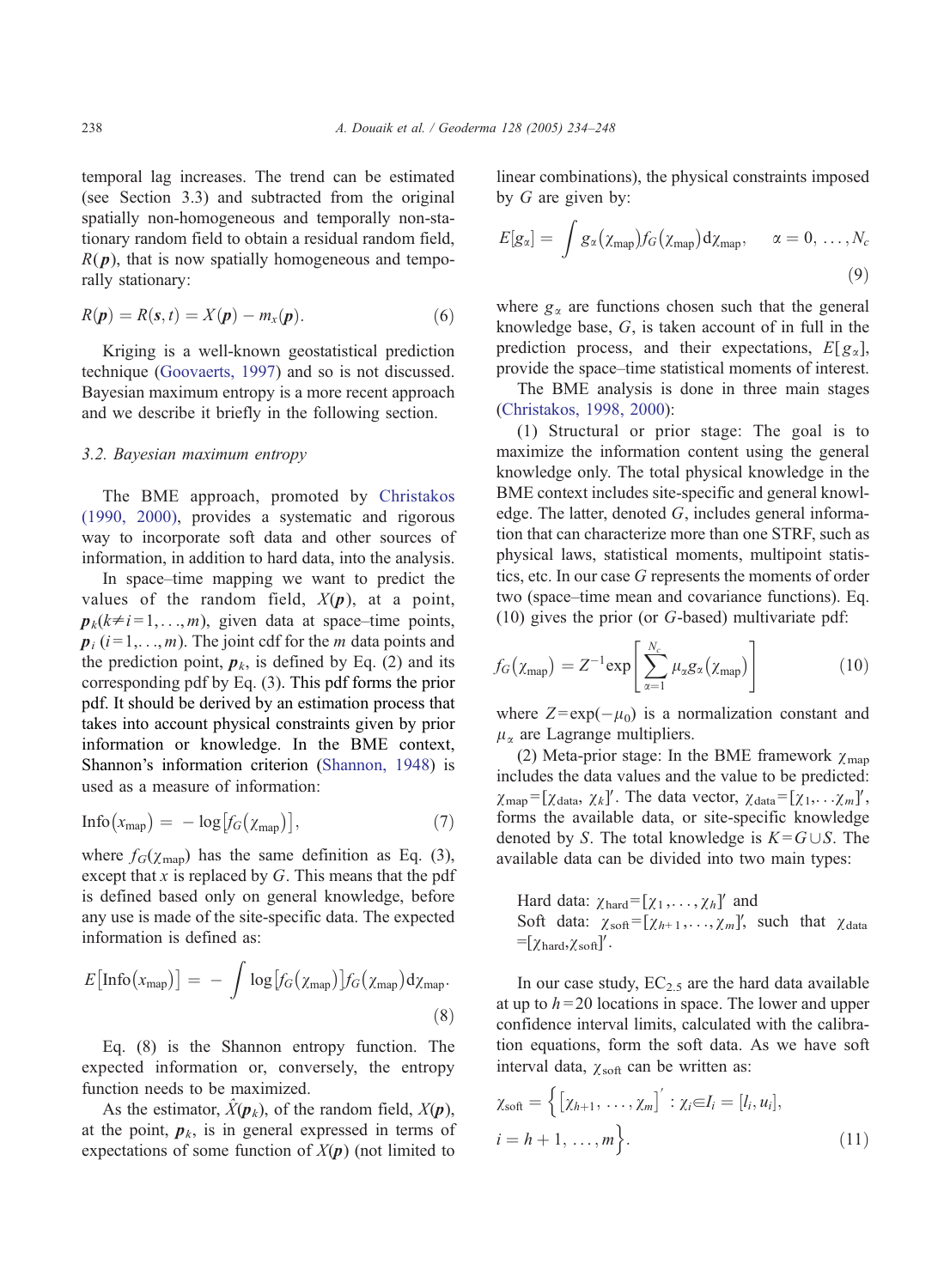temporal lag increases. The trend can be estimated (see Section 3.3) and subtracted from the original spatially non-homogeneous and temporally non-stationary random field to obtain a residual random field, $R(\boldsymbol{p})$, that is now spatially homogeneous and temporally stationary:

$$R(\boldsymbol{p}) = R(\boldsymbol{s}, t) = X(\boldsymbol{p}) - m_x(\boldsymbol{p}). \tag{6}$$

Kriging is a well-known geostatistical prediction technique (Goovaerts, 1997) and so is not discussed. Bayesian maximum entropy is a more recent approach and we describe it briefly in the following section.

### 3.2. Bayesian maximum entropy

The BME approach, promoted by Christakos (1990, 2000), provides a systematic and rigorous way to incorporate soft data and other sources of information, in addition to hard data, into the analysis.

In space–time mapping we want to predict the values of the random field, $X(\boldsymbol{p})$, at a point, $\boldsymbol{p}_k (k \neq i = 1, \ldots, m)$, given data at space–time points, $\boldsymbol{p}_i$ $(i = 1, \ldots, m)$. The joint cdf for the $m$ data points and the prediction point, $\boldsymbol{p}_k$, is defined by Eq. (2) and its corresponding pdf by Eq. (3). This pdf forms the prior pdf. It should be derived by an estimation process that takes into account physical constraints given by prior information or knowledge. In the BME context, Shannon's information criterion (Shannon, 1948) is used as a measure of information:

$$\text{Info}(x_{\text{map}}) = -\log[f_G(\chi_{\text{map}})], \tag{7}$$

where $f_G(\chi_{\text{map}})$ has the same definition as Eq. (3), except that $x$ is replaced by $G$. This means that the pdf is defined based only on general knowledge, before any use is made of the site-specific data. The expected information is defined as:

$$E[\text{Info}(x_{\text{map}})] = -\int \log[f_G(\chi_{\text{map}})] f_G(\chi_{\text{map}}) \mathrm{d}\chi_{\text{map}}. \tag{8}$$

Eq. (8) is the Shannon entropy function. The expected information or, conversely, the entropy function needs to be maximized.

As the estimator, $\hat{X}(\boldsymbol{p}_k)$, of the random field, $X(\boldsymbol{p})$, at the point, $\boldsymbol{p}_k$, is in general expressed in terms of expectations of some function of $X(\boldsymbol{p})$ (not limited to linear combinations), the physical constraints imposed by $G$ are given by:

$$E[g_\alpha] = \int g_\alpha(\chi_{\text{map}}) f_G(\chi_{\text{map}}) \mathrm{d}\chi_{\text{map}}, \quad \alpha = 0, \ldots, N_c \tag{9}$$

where $g_\alpha$ are functions chosen such that the general knowledge base, $G$, is taken account of in full in the prediction process, and their expectations, $E[g_\alpha]$, provide the space–time statistical moments of interest.

The BME analysis is done in three main stages (Christakos, 1998, 2000):

(1) Structural or prior stage: The goal is to maximize the information content using the general knowledge only. The total physical knowledge in the BME context includes site-specific and general knowledge. The latter, denoted $G$, includes general information that can characterize more than one STRF, such as physical laws, statistical moments, multipoint statistics, etc. In our case $G$ represents the moments of order two (space–time mean and covariance functions). Eq. (10) gives the prior (or $G$-based) multivariate pdf:

$$f_G(\chi_{\text{map}}) = Z^{-1} \exp\left[\sum_{\alpha=1}^{N_c} \mu_\alpha g_\alpha(\chi_{\text{map}})\right] \tag{10}$$

where $Z = \exp(-\mu_0)$ is a normalization constant and $\mu_\alpha$ are Lagrange multipliers.

(2) Meta-prior stage: In the BME framework $\chi_{\text{map}}$ includes the data values and the value to be predicted: $\chi_{\text{map}} = [\chi_{\text{data}}, \chi_k]'$. The data vector, $\chi_{\text{data}} = [\chi_1, \ldots \chi_m]'$, forms the available data, or site-specific knowledge denoted by $S$. The total knowledge is $K = G \cup S$. The available data can be divided into two main types:

Hard data: $\chi_{\text{hard}} = [\chi_1, \ldots, \chi_h]'$ and
Soft data: $\chi_{\text{soft}} = [\chi_{h+1}, \ldots, \chi_m]'$, such that $\chi_{\text{data}} = [\chi_{\text{hard}}, \chi_{\text{soft}}]'$.

In our case study, $EC_{2.5}$ are the hard data available at up to $h = 20$ locations in space. The lower and upper confidence interval limits, calculated with the calibration equations, form the soft data. As we have soft interval data, $\chi_{\text{soft}}$ can be written as:

$$\chi_{\text{soft}} = \left\{ [\chi_{h+1}, \ldots, \chi_m]' : \chi_i \in I_i = [l_i, u_i], \; i = h+1, \ldots, m \right\}. \tag{11}$$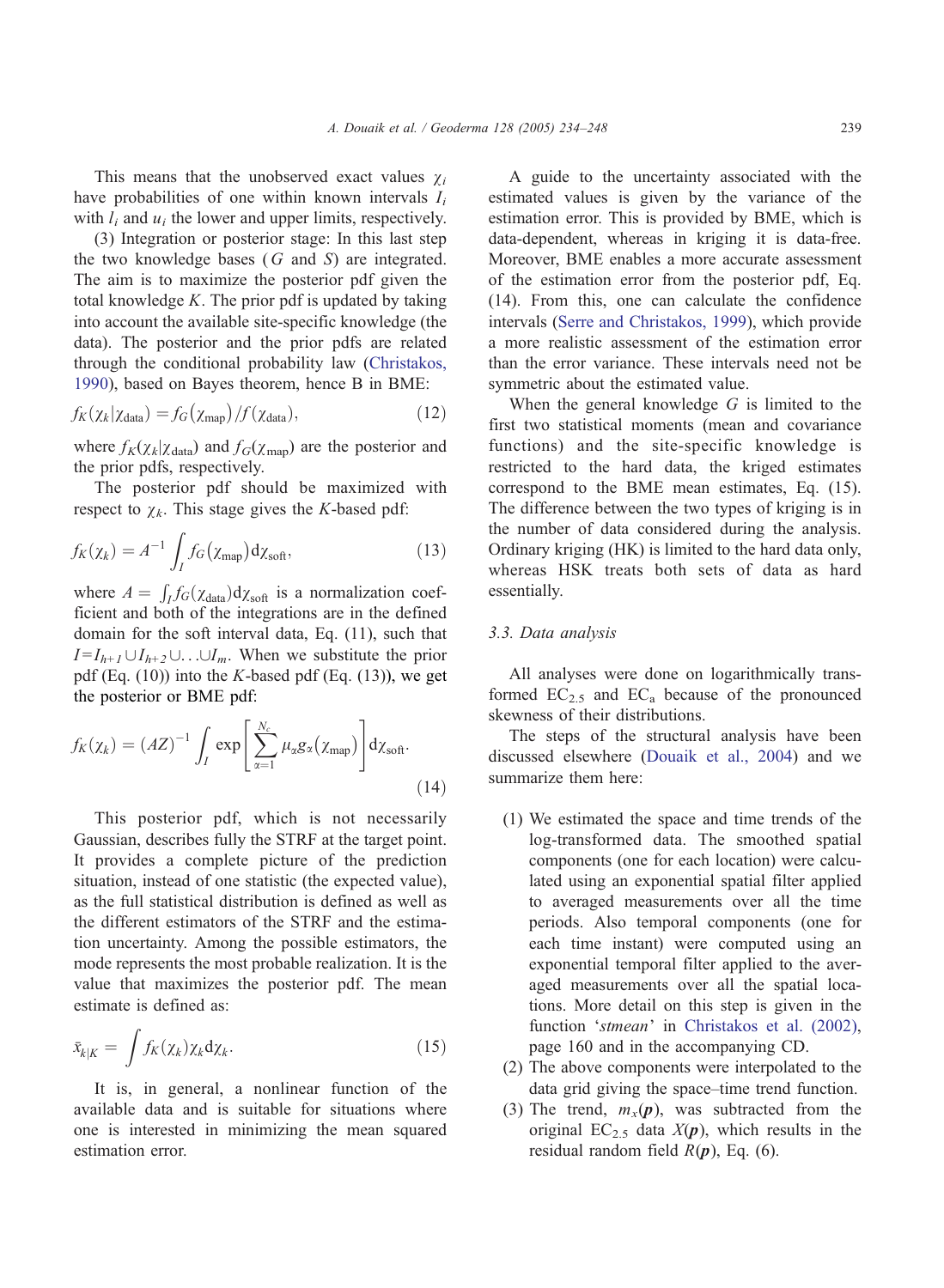This means that the unobserved exact values $\chi_i$ have probabilities of one within known intervals $I_i$ with $l_i$ and $u_i$ the lower and upper limits, respectively.

(3) Integration or posterior stage: In this last step the two knowledge bases ($G$ and $S$) are integrated. The aim is to maximize the posterior pdf given the total knowledge $K$. The prior pdf is updated by taking into account the available site-specific knowledge (the data). The posterior and the prior pdfs are related through the conditional probability law (Christakos, 1990), based on Bayes theorem, hence B in BME:

$$f_K(\chi_k|\chi_{\text{data}}) = f_G(\chi_{\text{map}})/f(\chi_{\text{data}}), \tag{12}$$

where $f_K(\chi_k|\chi_{\text{data}})$ and $f_G(\chi_{\text{map}})$ are the posterior and the prior pdfs, respectively.

The posterior pdf should be maximized with respect to $\chi_k$. This stage gives the $K$-based pdf:

$$f_K(\chi_k) = A^{-1}\int_I f_G(\chi_{\text{map}})\mathrm{d}\chi_{\text{soft}}, \tag{13}$$

where $A = \int_I f_G(\chi_{\text{data}})\mathrm{d}\chi_{\text{soft}}$ is a normalization coefficient and both of the integrations are in the defined domain for the soft interval data, Eq. (11), such that $I = I_{h+1} \cup I_{h+2} \cup \ldots \cup I_m$. When we substitute the prior pdf (Eq. (10)) into the $K$-based pdf (Eq. (13)), we get the posterior or BME pdf:

$$f_K(\chi_k) = (AZ)^{-1}\int_I \exp\left[\sum_{\alpha=1}^{N_c}\mu_\alpha g_\alpha(\chi_{\text{map}})\right]\mathrm{d}\chi_{\text{soft}}. \tag{14}$$

This posterior pdf, which is not necessarily Gaussian, describes fully the STRF at the target point. It provides a complete picture of the prediction situation, instead of one statistic (the expected value), as the full statistical distribution is defined as well as the different estimators of the STRF and the estimation uncertainty. Among the possible estimators, the mode represents the most probable realization. It is the value that maximizes the posterior pdf. The mean estimate is defined as:

$$\bar{x}_{k|K} = \int f_K(\chi_k)\chi_k \mathrm{d}\chi_k. \tag{15}$$

It is, in general, a nonlinear function of the available data and is suitable for situations where one is interested in minimizing the mean squared estimation error.

A guide to the uncertainty associated with the estimated values is given by the variance of the estimation error. This is provided by BME, which is data-dependent, whereas in kriging it is data-free. Moreover, BME enables a more accurate assessment of the estimation error from the posterior pdf, Eq. (14). From this, one can calculate the confidence intervals (Serre and Christakos, 1999), which provide a more realistic assessment of the estimation error than the error variance. These intervals need not be symmetric about the estimated value.

When the general knowledge $G$ is limited to the first two statistical moments (mean and covariance functions) and the site-specific knowledge is restricted to the hard data, the kriged estimates correspond to the BME mean estimates, Eq. (15). The difference between the two types of kriging is in the number of data considered during the analysis. Ordinary kriging (HK) is limited to the hard data only, whereas HSK treats both sets of data as hard essentially.

### 3.3. Data analysis

All analyses were done on logarithmically transformed $EC_{2.5}$ and $EC_a$ because of the pronounced skewness of their distributions.

The steps of the structural analysis have been discussed elsewhere (Douaik et al., 2004) and we summarize them here:

(1) We estimated the space and time trends of the log-transformed data. The smoothed spatial components (one for each location) were calculated using an exponential spatial filter applied to averaged measurements over all the time periods. Also temporal components (one for each time instant) were computed using an exponential temporal filter applied to the averaged measurements over all the spatial locations. More detail on this step is given in the function '*stmean*' in Christakos et al. (2002), page 160 and in the accompanying CD.

(2) The above components were interpolated to the data grid giving the space–time trend function.

(3) The trend, $m_x(\boldsymbol{p})$, was subtracted from the original $EC_{2.5}$ data $X(\boldsymbol{p})$, which results in the residual random field $R(\boldsymbol{p})$, Eq. (6).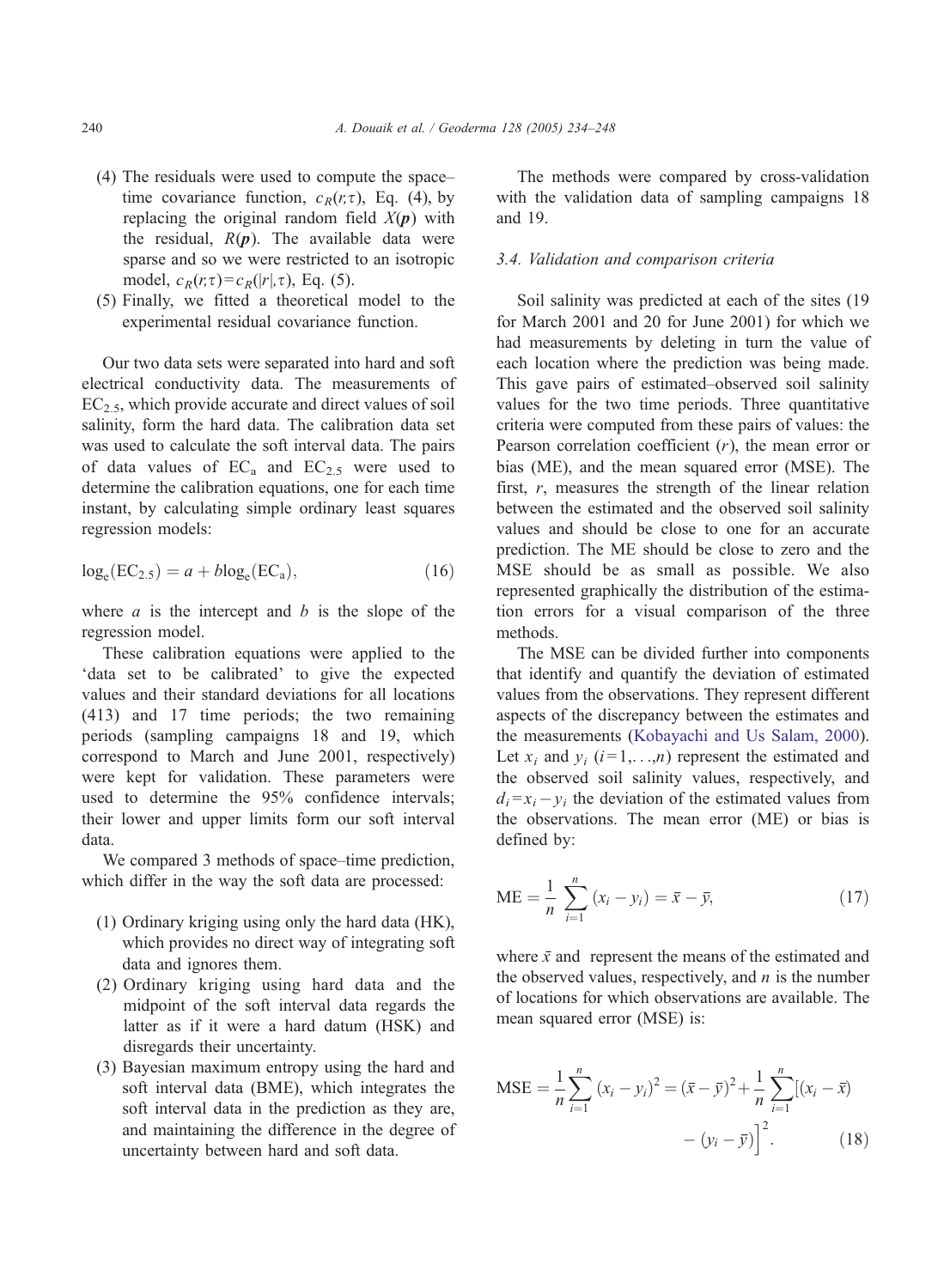(4) The residuals were used to compute the space–time covariance function, $c_R(r,\tau)$, Eq. (4), by replacing the original random field $X(\boldsymbol{p})$ with the residual, $R(\boldsymbol{p})$. The available data were sparse and so we were restricted to an isotropic model, $c_R(r,\tau)=c_R(|r|,\tau)$, Eq. (5).
(5) Finally, we fitted a theoretical model to the experimental residual covariance function.

Our two data sets were separated into hard and soft electrical conductivity data. The measurements of $EC_{2.5}$, which provide accurate and direct values of soil salinity, form the hard data. The calibration data set was used to calculate the soft interval data. The pairs of data values of $EC_a$ and $EC_{2.5}$ were used to determine the calibration equations, one for each time instant, by calculating simple ordinary least squares regression models:

$$\log_e(\mathrm{EC}_{2.5}) = a + b\log_e(\mathrm{EC}_a), \tag{16}$$

where $a$ is the intercept and $b$ is the slope of the regression model.

These calibration equations were applied to the 'data set to be calibrated' to give the expected values and their standard deviations for all locations (413) and 17 time periods; the two remaining periods (sampling campaigns 18 and 19, which correspond to March and June 2001, respectively) were kept for validation. These parameters were used to determine the 95% confidence intervals; their lower and upper limits form our soft interval data.

We compared 3 methods of space–time prediction, which differ in the way the soft data are processed:

(1) Ordinary kriging using only the hard data (HK), which provides no direct way of integrating soft data and ignores them.
(2) Ordinary kriging using hard data and the midpoint of the soft interval data regards the latter as if it were a hard datum (HSK) and disregards their uncertainty.
(3) Bayesian maximum entropy using the hard and soft interval data (BME), which integrates the soft interval data in the prediction as they are, and maintaining the difference in the degree of uncertainty between hard and soft data.

The methods were compared by cross-validation with the validation data of sampling campaigns 18 and 19.

### 3.4. Validation and comparison criteria

Soil salinity was predicted at each of the sites (19 for March 2001 and 20 for June 2001) for which we had measurements by deleting in turn the value of each location where the prediction was being made. This gave pairs of estimated–observed soil salinity values for the two time periods. Three quantitative criteria were computed from these pairs of values: the Pearson correlation coefficient ($r$), the mean error or bias (ME), and the mean squared error (MSE). The first, $r$, measures the strength of the linear relation between the estimated and the observed soil salinity values and should be close to one for an accurate prediction. The ME should be close to zero and the MSE should be as small as possible. We also represented graphically the distribution of the estimation errors for a visual comparison of the three methods.

The MSE can be divided further into components that identify and quantify the deviation of estimated values from the observations. They represent different aspects of the discrepancy between the estimates and the measurements (Kobayachi and Us Salam, 2000). Let $x_i$ and $y_i$ ($i=1,\ldots,n$) represent the estimated and the observed soil salinity values, respectively, and $d_i=x_i-y_i$ the deviation of the estimated values from the observations. The mean error (ME) or bias is defined by:

$$\mathrm{ME} = \frac{1}{n}\sum_{i=1}^{n}(x_i - y_i) = \bar{x} - \bar{y}, \tag{17}$$

where $\bar{x}$ and represent the means of the estimated and the observed values, respectively, and $n$ is the number of locations for which observations are available. The mean squared error (MSE) is:

$$\mathrm{MSE} = \frac{1}{n}\sum_{i=1}^{n}(x_i - y_i)^2 = (\bar{x} - \bar{y})^2 + \frac{1}{n}\sum_{i=1}^{n}\left[(x_i - \bar{x}) - (y_i - \bar{y})\right]^2. \tag{18}$$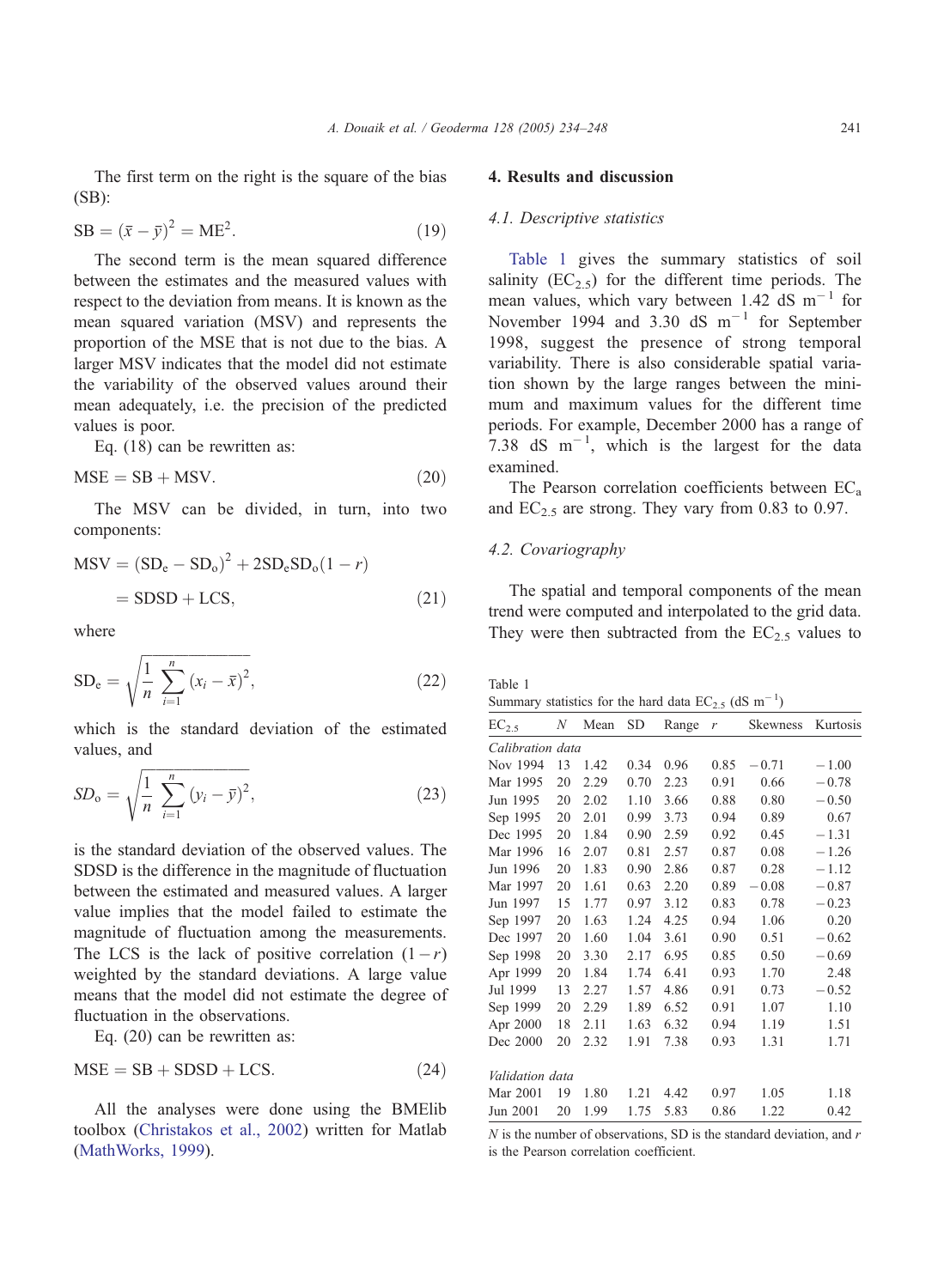The first term on the right is the square of the bias (SB):

$$\mathrm{SB} = (\bar{x} - \bar{y})^2 = \mathrm{ME}^2. \tag{19}$$

The second term is the mean squared difference between the estimates and the measured values with respect to the deviation from means. It is known as the mean squared variation (MSV) and represents the proportion of the MSE that is not due to the bias. A larger MSV indicates that the model did not estimate the variability of the observed values around their mean adequately, i.e. the precision of the predicted values is poor.

Eq. (18) can be rewritten as:

$$\mathrm{MSE} = \mathrm{SB} + \mathrm{MSV}. \tag{20}$$

The MSV can be divided, in turn, into two components:

$$\begin{aligned}\mathrm{MSV} &= (\mathrm{SD_e} - \mathrm{SD_o})^2 + 2\mathrm{SD_e}\mathrm{SD_o}(1-r) \\ &= \mathrm{SDSD} + \mathrm{LCS},\end{aligned} \tag{21}$$

where

$$\mathrm{SD_e} = \sqrt{\frac{1}{n}\sum_{i=1}^{n}(x_i - \bar{x})^2}, \tag{22}$$

which is the standard deviation of the estimated values, and

$$SD_o = \sqrt{\frac{1}{n}\sum_{i=1}^{n}(y_i - \bar{y})^2}, \tag{23}$$

is the standard deviation of the observed values. The SDSD is the difference in the magnitude of fluctuation between the estimated and measured values. A larger value implies that the model failed to estimate the magnitude of fluctuation among the measurements. The LCS is the lack of positive correlation $(1-r)$ weighted by the standard deviations. A large value means that the model did not estimate the degree of fluctuation in the observations.

Eq. (20) can be rewritten as:

$$\mathrm{MSE} = \mathrm{SB} + \mathrm{SDSD} + \mathrm{LCS}. \tag{24}$$

All the analyses were done using the BMElib toolbox (Christakos et al., 2002) written for Matlab (MathWorks, 1999).

## 4. Results and discussion

### 4.1. Descriptive statistics

Table 1 gives the summary statistics of soil salinity ($EC_{2.5}$) for the different time periods. The mean values, which vary between 1.42 dS $m^{-1}$ for November 1994 and 3.30 dS $m^{-1}$ for September 1998, suggest the presence of strong temporal variability. There is also considerable spatial variation shown by the large ranges between the minimum and maximum values for the different time periods. For example, December 2000 has a range of 7.38 dS $m^{-1}$, which is the largest for the data examined.

The Pearson correlation coefficients between $EC_a$ and $EC_{2.5}$ are strong. They vary from 0.83 to 0.97.

### 4.2. Covariography

The spatial and temporal components of the mean trend were computed and interpolated to the grid data. They were then subtracted from the $EC_{2.5}$ values to

Table 1
Summary statistics for the hard data $EC_{2.5}$ (dS $m^{-1}$)

| $EC_{2.5}$ | $N$ | Mean | SD | Range | $r$ | Skewness | Kurtosis |
|---|---|---|---|---|---|---|---|
| *Calibration data* | | | | | | | |
| Nov 1994 | 13 | 1.42 | 0.34 | 0.96 | 0.85 | −0.71 | −1.00 |
| Mar 1995 | 20 | 2.29 | 0.70 | 2.23 | 0.91 | 0.66 | −0.78 |
| Jun 1995 | 20 | 2.02 | 1.10 | 3.66 | 0.88 | 0.80 | −0.50 |
| Sep 1995 | 20 | 2.01 | 0.99 | 3.73 | 0.94 | 0.89 | 0.67 |
| Dec 1995 | 20 | 1.84 | 0.90 | 2.59 | 0.92 | 0.45 | −1.31 |
| Mar 1996 | 16 | 2.07 | 0.81 | 2.57 | 0.87 | 0.08 | −1.26 |
| Jun 1996 | 20 | 1.83 | 0.90 | 2.86 | 0.87 | 0.28 | −1.12 |
| Mar 1997 | 20 | 1.61 | 0.63 | 2.20 | 0.89 | −0.08 | −0.87 |
| Jun 1997 | 15 | 1.77 | 0.97 | 3.12 | 0.83 | 0.78 | −0.23 |
| Sep 1997 | 20 | 1.63 | 1.24 | 4.25 | 0.94 | 1.06 | 0.20 |
| Dec 1997 | 20 | 1.60 | 1.04 | 3.61 | 0.90 | 0.51 | −0.62 |
| Sep 1998 | 20 | 3.30 | 2.17 | 6.95 | 0.85 | 0.50 | −0.69 |
| Apr 1999 | 20 | 1.84 | 1.74 | 6.41 | 0.93 | 1.70 | 2.48 |
| Jul 1999 | 13 | 2.27 | 1.57 | 4.86 | 0.91 | 0.73 | −0.52 |
| Sep 1999 | 20 | 2.29 | 1.89 | 6.52 | 0.91 | 1.07 | 1.10 |
| Apr 2000 | 18 | 2.11 | 1.63 | 6.32 | 0.94 | 1.19 | 1.51 |
| Dec 2000 | 20 | 2.32 | 1.91 | 7.38 | 0.93 | 1.31 | 1.71 |
| *Validation data* | | | | | | | |
| Mar 2001 | 19 | 1.80 | 1.21 | 4.42 | 0.97 | 1.05 | 1.18 |
| Jun 2001 | 20 | 1.99 | 1.75 | 5.83 | 0.86 | 1.22 | 0.42 |

$N$ is the number of observations, SD is the standard deviation, and $r$ is the Pearson correlation coefficient.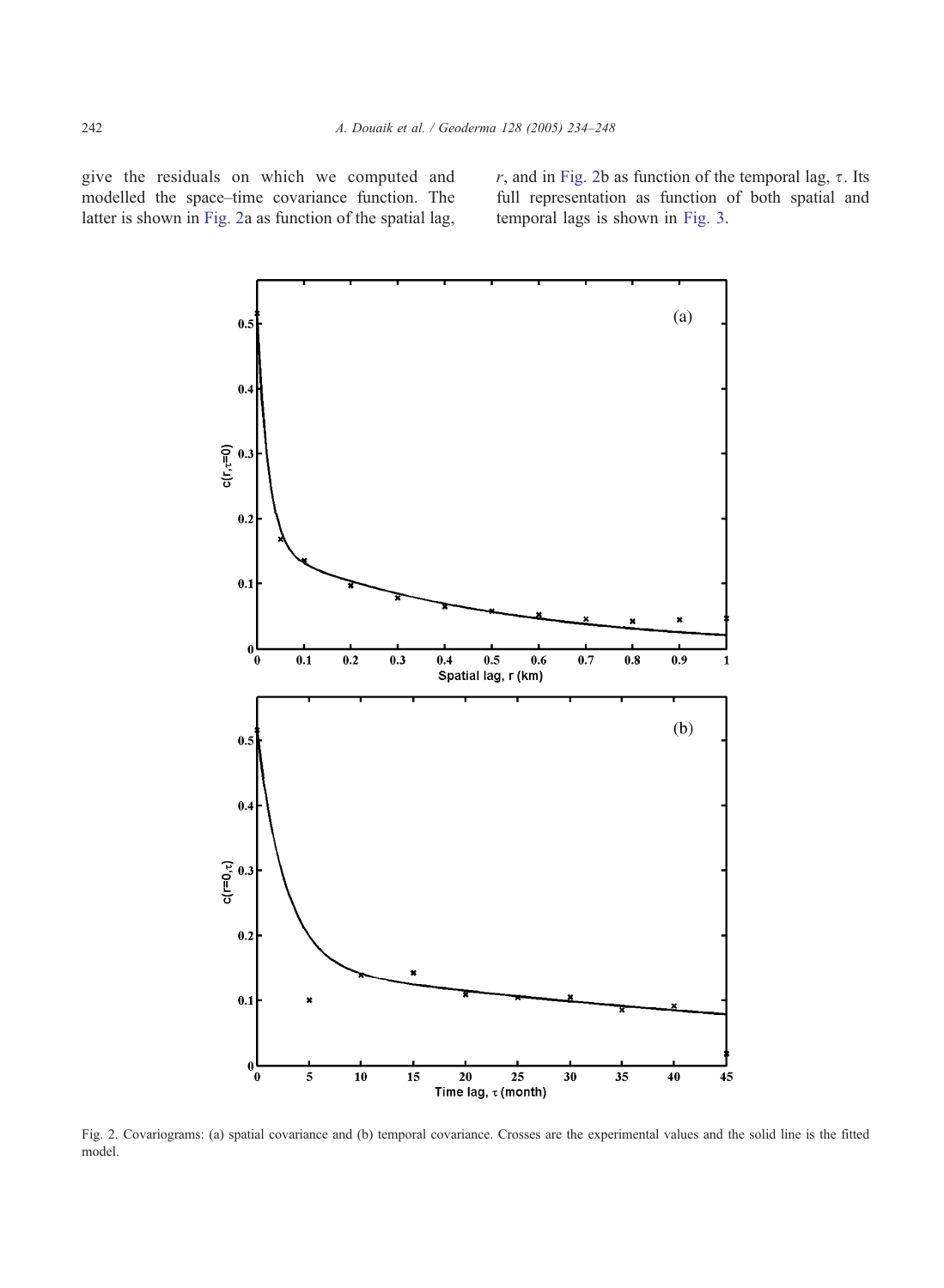give the residuals on which we computed and modelled the space–time covariance function. The latter is shown in Fig. 2a as function of the spatial lag, $r$, and in Fig. 2b as function of the temporal lag, $\tau$. Its full representation as function of both spatial and temporal lags is shown in Fig. 3.

Fig. 2. Covariograms: (a) spatial covariance and (b) temporal covariance. Crosses are the experimental values and the solid line is the fitted model.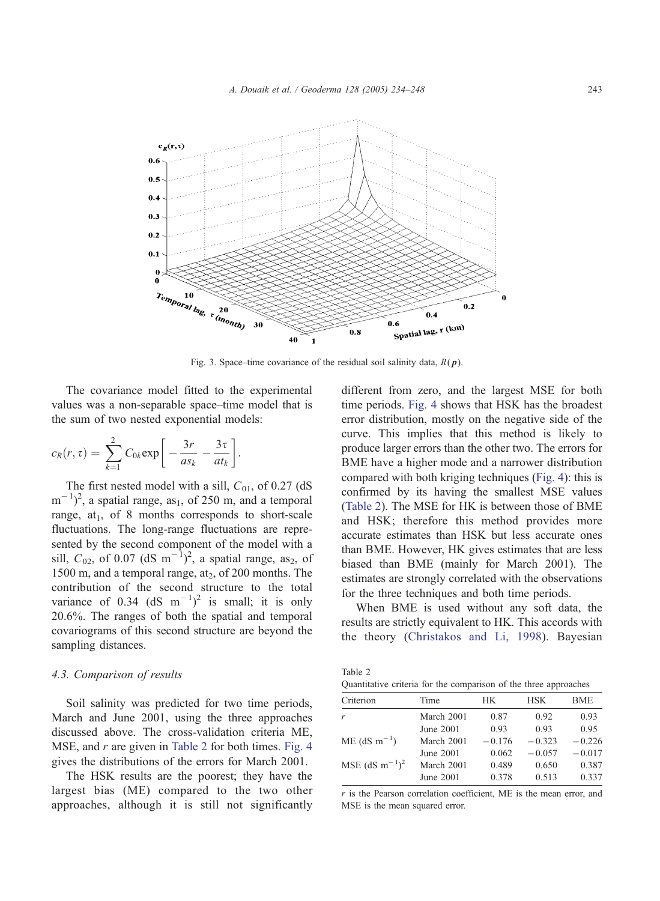Fig. 3. Space–time covariance of the residual soil salinity data, $R(\boldsymbol{p})$.

The covariance model fitted to the experimental values was a non-separable space–time model that is the sum of two nested exponential models:

$$c_R(r,\tau) = \sum_{k=1}^{2} C_{0k} \exp\left[ -\frac{3r}{as_k} - \frac{3\tau}{at_k} \right].$$

The first nested model with a sill, $C_{01}$, of 0.27 (dS m$^{-1}$)$^2$, a spatial range, $as_1$, of 250 m, and a temporal range, $at_1$, of 8 months corresponds to short-scale fluctuations. The long-range fluctuations are represented by the second component of the model with a sill, $C_{02}$, of 0.07 (dS m$^{-1}$)$^2$, a spatial range, $as_2$, of 1500 m, and a temporal range, $at_2$, of 200 months. The contribution of the second structure to the total variance of 0.34 (dS m$^{-1}$)$^2$ is small; it is only 20.6%. The ranges of both the spatial and temporal covariograms of this second structure are beyond the sampling distances.

### 4.3. Comparison of results

Soil salinity was predicted for two time periods, March and June 2001, using the three approaches discussed above. The cross-validation criteria ME, MSE, and $r$ are given in Table 2 for both times. Fig. 4 gives the distributions of the errors for March 2001.

The HSK results are the poorest; they have the largest bias (ME) compared to the two other approaches, although it is still not significantly different from zero, and the largest MSE for both time periods. Fig. 4 shows that HSK has the broadest error distribution, mostly on the negative side of the curve. This implies that this method is likely to produce larger errors than the other two. The errors for BME have a higher mode and a narrower distribution compared with both kriging techniques (Fig. 4): this is confirmed by its having the smallest MSE values (Table 2). The MSE for HK is between those of BME and HSK; therefore this method provides more accurate estimates than HSK but less accurate ones than BME. However, HK gives estimates that are less biased than BME (mainly for March 2001). The estimates are strongly correlated with the observations for the three techniques and both time periods.

When BME is used without any soft data, the results are strictly equivalent to HK. This accords with the theory (Christakos and Li, 1998). Bayesian

Table 2
Quantitative criteria for the comparison of the three approaches

| Criterion | Time | HK | HSK | BME |
|---|---|---|---|---|
| $r$ | March 2001 | 0.87 | 0.92 | 0.93 |
| | June 2001 | 0.93 | 0.93 | 0.95 |
| ME (dS m$^{-1}$) | March 2001 | −0.176 | −0.323 | −0.226 |
| | June 2001 | 0.062 | −0.057 | −0.017 |
| MSE (dS m$^{-1}$)$^2$ | March 2001 | 0.489 | 0.650 | 0.387 |
| | June 2001 | 0.378 | 0.513 | 0.337 |

$r$ is the Pearson correlation coefficient, ME is the mean error, and MSE is the mean squared error.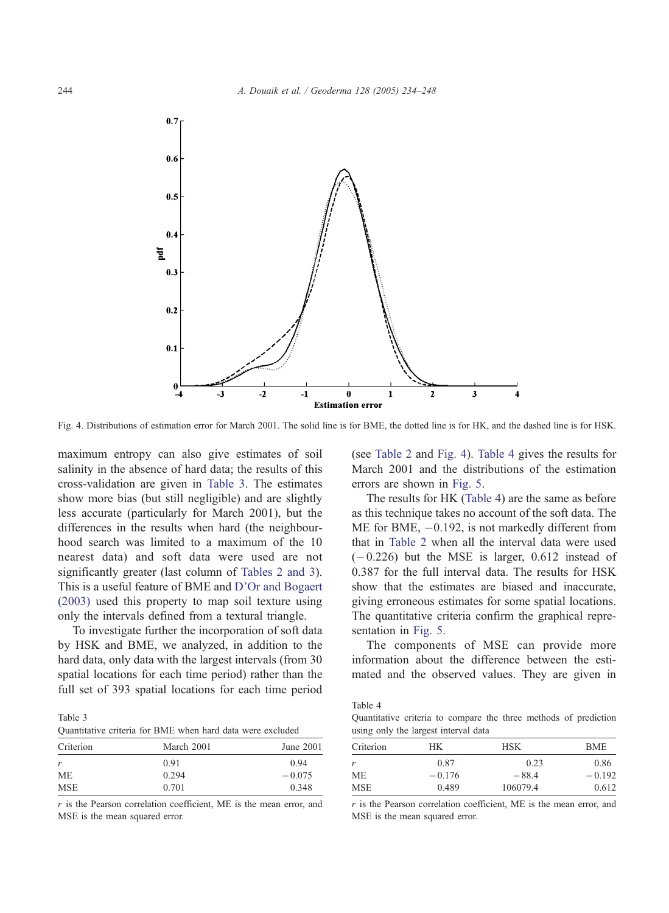Fig. 4. Distributions of estimation error for March 2001. The solid line is for BME, the dotted line is for HK, and the dashed line is for HSK.

maximum entropy can also give estimates of soil salinity in the absence of hard data; the results of this cross-validation are given in Table 3. The estimates show more bias (but still negligible) and are slightly less accurate (particularly for March 2001), but the differences in the results when hard (the neighbourhood search was limited to a maximum of the 10 nearest data) and soft data were used are not significantly greater (last column of Tables 2 and 3). This is a useful feature of BME and D'Or and Bogaert (2003) used this property to map soil texture using only the intervals defined from a textural triangle.

To investigate further the incorporation of soft data by HSK and BME, we analyzed, in addition to the hard data, only data with the largest intervals (from 30 spatial locations for each time period) rather than the full set of 393 spatial locations for each time period (see Table 2 and Fig. 4). Table 4 gives the results for March 2001 and the distributions of the estimation errors are shown in Fig. 5.

The results for HK (Table 4) are the same as before as this technique takes no account of the soft data. The ME for BME, −0.192, is not markedly different from that in Table 2 when all the interval data were used (−0.226) but the MSE is larger, 0.612 instead of 0.387 for the full interval data. The results for HSK show that the estimates are biased and inaccurate, giving erroneous estimates for some spatial locations. The quantitative criteria confirm the graphical representation in Fig. 5.

The components of MSE can provide more information about the difference between the estimated and the observed values. They are given in

Table 3
Quantitative criteria for BME when hard data were excluded

| Criterion | March 2001 | June 2001 |
|---|---|---|
| $r$ | 0.91 | 0.94 |
| ME | 0.294 | −0.075 |
| MSE | 0.701 | 0.348 |

$r$ is the Pearson correlation coefficient, ME is the mean error, and MSE is the mean squared error.

Table 4
Quantitative criteria to compare the three methods of prediction using only the largest interval data

| Criterion | HK | HSK | BME |
|---|---|---|---|
| $r$ | 0.87 | 0.23 | 0.86 |
| ME | −0.176 | −88.4 | −0.192 |
| MSE | 0.489 | 106079.4 | 0.612 |

$r$ is the Pearson correlation coefficient, ME is the mean error, and MSE is the mean squared error.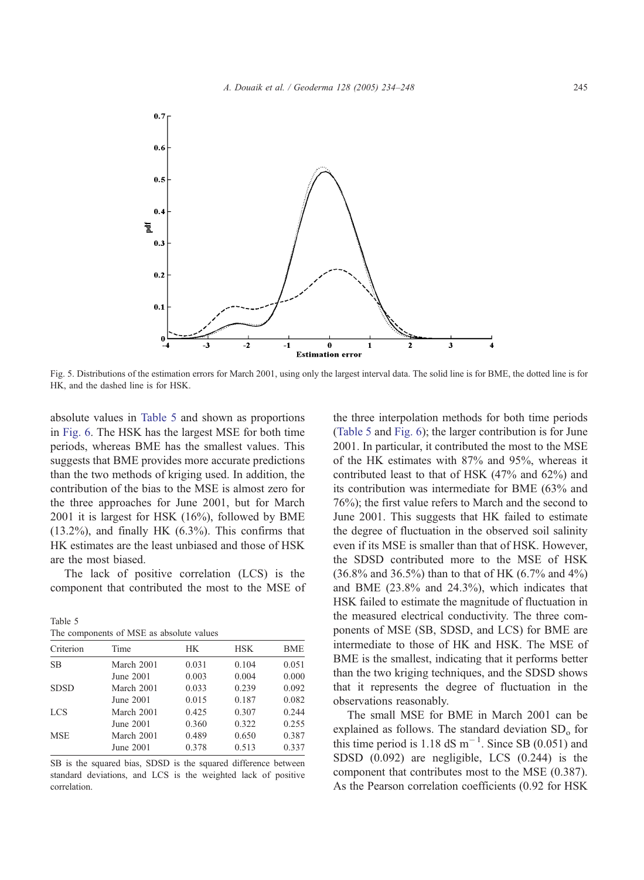Fig. 5. Distributions of the estimation errors for March 2001, using only the largest interval data. The solid line is for BME, the dotted line is for HK, and the dashed line is for HSK.

absolute values in Table 5 and shown as proportions in Fig. 6. The HSK has the largest MSE for both time periods, whereas BME has the smallest values. This suggests that BME provides more accurate predictions than the two methods of kriging used. In addition, the contribution of the bias to the MSE is almost zero for the three approaches for June 2001, but for March 2001 it is largest for HSK (16%), followed by BME (13.2%), and finally HK (6.3%). This confirms that HK estimates are the least unbiased and those of HSK are the most biased.

The lack of positive correlation (LCS) is the component that contributed the most to the MSE of the three interpolation methods for both time periods (Table 5 and Fig. 6); the larger contribution is for June 2001. In particular, it contributed the most to the MSE of the HK estimates with 87% and 95%, whereas it contributed least to that of HSK (47% and 62%) and its contribution was intermediate for BME (63% and 76%); the first value refers to March and the second to June 2001. This suggests that HK failed to estimate the degree of fluctuation in the observed soil salinity even if its MSE is smaller than that of HSK. However, the SDSD contributed more to the MSE of HSK (36.8% and 36.5%) than to that of HK (6.7% and 4%) and BME (23.8% and 24.3%), which indicates that HSK failed to estimate the magnitude of fluctuation in the measured electrical conductivity. The three components of MSE (SB, SDSD, and LCS) for BME are intermediate to those of HK and HSK. The MSE of BME is the smallest, indicating that it performs better than the two kriging techniques, and the SDSD shows that it represents the degree of fluctuation in the observations reasonably.

Table 5
The components of MSE as absolute values

| Criterion | Time | HK | HSK | BME |
|---|---|---|---|---|
| SB | March 2001 | 0.031 | 0.104 | 0.051 |
| | June 2001 | 0.003 | 0.004 | 0.000 |
| SDSD | March 2001 | 0.033 | 0.239 | 0.092 |
| | June 2001 | 0.015 | 0.187 | 0.082 |
| LCS | March 2001 | 0.425 | 0.307 | 0.244 |
| | June 2001 | 0.360 | 0.322 | 0.255 |
| MSE | March 2001 | 0.489 | 0.650 | 0.387 |
| | June 2001 | 0.378 | 0.513 | 0.337 |

SB is the squared bias, SDSD is the squared difference between standard deviations, and LCS is the weighted lack of positive correlation.

The small MSE for BME in March 2001 can be explained as follows. The standard deviation $SD_o$ for this time period is 1.18 dS $m^{-1}$. Since SB (0.051) and SDSD (0.092) are negligible, LCS (0.244) is the component that contributes most to the MSE (0.387). As the Pearson correlation coefficients (0.92 for HSK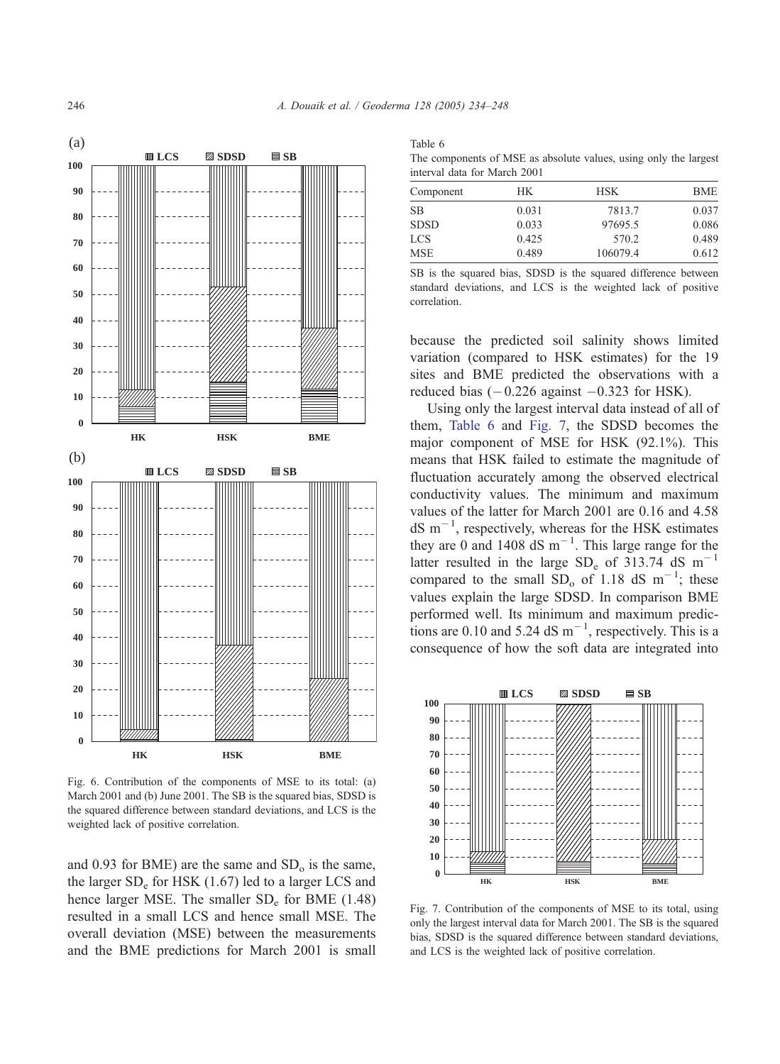Fig. 6. Contribution of the components of MSE to its total: (a) March 2001 and (b) June 2001. The SB is the squared bias, SDSD is the squared difference between standard deviations, and LCS is the weighted lack of positive correlation.

and 0.93 for BME) are the same and $SD_o$ is the same, the larger $SD_e$ for HSK (1.67) led to a larger LCS and hence larger MSE. The smaller $SD_e$ for BME (1.48) resulted in a small LCS and hence small MSE. The overall deviation (MSE) between the measurements and the BME predictions for March 2001 is small because the predicted soil salinity shows limited variation (compared to HSK estimates) for the 19 sites and BME predicted the observations with a reduced bias ($-0.226$ against $-0.323$ for HSK).

Table 6
The components of MSE as absolute values, using only the largest interval data for March 2001

| Component | HK | HSK | BME |
|---|---|---|---|
| SB | 0.031 | 7813.7 | 0.037 |
| SDSD | 0.033 | 97695.5 | 0.086 |
| LCS | 0.425 | 570.2 | 0.489 |
| MSE | 0.489 | 106079.4 | 0.612 |

SB is the squared bias, SDSD is the squared difference between standard deviations, and LCS is the weighted lack of positive correlation.

Using only the largest interval data instead of all of them, Table 6 and Fig. 7, the SDSD becomes the major component of MSE for HSK (92.1%). This means that HSK failed to estimate the magnitude of fluctuation accurately among the observed electrical conductivity values. The minimum and maximum values of the latter for March 2001 are 0.16 and 4.58 dS $m^{-1}$, respectively, whereas for the HSK estimates they are 0 and 1408 dS $m^{-1}$. This large range for the latter resulted in the large $SD_e$ of 313.74 dS $m^{-1}$ compared to the small $SD_o$ of 1.18 dS $m^{-1}$; these values explain the large SDSD. In comparison BME performed well. Its minimum and maximum predictions are 0.10 and 5.24 dS $m^{-1}$, respectively. This is a consequence of how the soft data are integrated into

Fig. 7. Contribution of the components of MSE to its total, using only the largest interval data for March 2001. The SB is the squared bias, SDSD is the squared difference between standard deviations, and LCS is the weighted lack of positive correlation.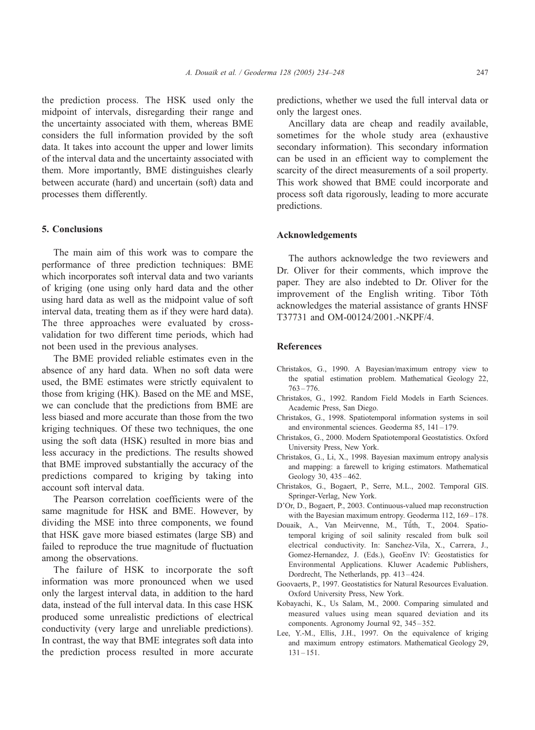the prediction process. The HSK used only the midpoint of intervals, disregarding their range and the uncertainty associated with them, whereas BME considers the full information provided by the soft data. It takes into account the upper and lower limits of the interval data and the uncertainty associated with them. More importantly, BME distinguishes clearly between accurate (hard) and uncertain (soft) data and processes them differently.

## 5. Conclusions

The main aim of this work was to compare the performance of three prediction techniques: BME which incorporates soft interval data and two variants of kriging (one using only hard data and the other using hard data as well as the midpoint value of soft interval data, treating them as if they were hard data). The three approaches were evaluated by cross-validation for two different time periods, which had not been used in the previous analyses.

The BME provided reliable estimates even in the absence of any hard data. When no soft data were used, the BME estimates were strictly equivalent to those from kriging (HK). Based on the ME and MSE, we can conclude that the predictions from BME are less biased and more accurate than those from the two kriging techniques. Of these two techniques, the one using the soft data (HSK) resulted in more bias and less accuracy in the predictions. The results showed that BME improved substantially the accuracy of the predictions compared to kriging by taking into account soft interval data.

The Pearson correlation coefficients were of the same magnitude for HSK and BME. However, by dividing the MSE into three components, we found that HSK gave more biased estimates (large SB) and failed to reproduce the true magnitude of fluctuation among the observations.

The failure of HSK to incorporate the soft information was more pronounced when we used only the largest interval data, in addition to the hard data, instead of the full interval data. In this case HSK produced some unrealistic predictions of electrical conductivity (very large and unreliable predictions). In contrast, the way that BME integrates soft data into the prediction process resulted in more accurate predictions, whether we used the full interval data or only the largest ones.

Ancillary data are cheap and readily available, sometimes for the whole study area (exhaustive secondary information). This secondary information can be used in an efficient way to complement the scarcity of the direct measurements of a soil property. This work showed that BME could incorporate and process soft data rigorously, leading to more accurate predictions.

## Acknowledgements

The authors acknowledge the two reviewers and Dr. Oliver for their comments, which improve the paper. They are also indebted to Dr. Oliver for the improvement of the English writing. Tibor Tóth acknowledges the material assistance of grants HNSF T37731 and OM-00124/2001.-NKPF/4.

## References

Christakos, G., 1990. A Bayesian/maximum entropy view to the spatial estimation problem. Mathematical Geology 22, 763–776.

Christakos, G., 1992. Random Field Models in Earth Sciences. Academic Press, San Diego.

Christakos, G., 1998. Spatiotemporal information systems in soil and environmental sciences. Geoderma 85, 141–179.

Christakos, G., 2000. Modern Spatiotemporal Geostatistics. Oxford University Press, New York.

Christakos, G., Li, X., 1998. Bayesian maximum entropy analysis and mapping: a farewell to kriging estimators. Mathematical Geology 30, 435–462.

Christakos, G., Bogaert, P., Serre, M.L., 2002. Temporal GIS. Springer-Verlag, New York.

D'Or, D., Bogaert, P., 2003. Continuous-valued map reconstruction with the Bayesian maximum entropy. Geoderma 112, 169–178.

Douaik, A., Van Meirvenne, M., Tóth, T., 2004. Spatio-temporal kriging of soil salinity rescaled from bulk soil electrical conductivity. In: Sanchez-Vila, X., Carrera, J., Gomez-Hernandez, J. (Eds.), GeoEnv IV: Geostatistics for Environmental Applications. Kluwer Academic Publishers, Dordrecht, The Netherlands, pp. 413–424.

Goovaerts, P., 1997. Geostatistics for Natural Resources Evaluation. Oxford University Press, New York.

Kobayachi, K., Us Salam, M., 2000. Comparing simulated and measured values using mean squared deviation and its components. Agronomy Journal 92, 345–352.

Lee, Y.-M., Ellis, J.H., 1997. On the equivalence of kriging and maximum entropy estimators. Mathematical Geology 29, 131–151.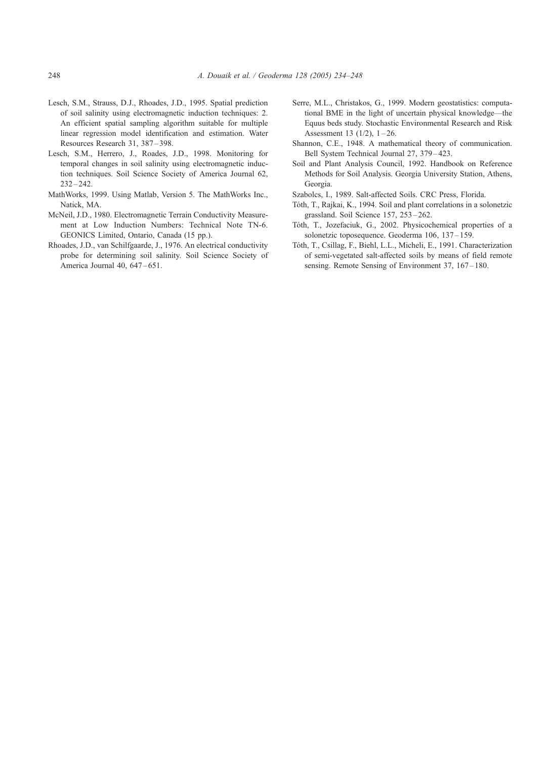Lesch, S.M., Strauss, D.J., Rhoades, J.D., 1995. Spatial prediction of soil salinity using electromagnetic induction techniques: 2. An efficient spatial sampling algorithm suitable for multiple linear regression model identification and estimation. Water Resources Research 31, 387 – 398.

Lesch, S.M., Herrero, J., Roades, J.D., 1998. Monitoring for temporal changes in soil salinity using electromagnetic induction techniques. Soil Science Society of America Journal 62, 232 – 242.

MathWorks, 1999. Using Matlab, Version 5. The MathWorks Inc., Natick, MA.

McNeil, J.D., 1980. Electromagnetic Terrain Conductivity Measurement at Low Induction Numbers: Technical Note TN-6. GEONICS Limited, Ontario, Canada (15 pp.).

Rhoades, J.D., van Schilfgaarde, J., 1976. An electrical conductivity probe for determining soil salinity. Soil Science Society of America Journal 40, 647 – 651.

Serre, M.L., Christakos, G., 1999. Modern geostatistics: computational BME in the light of uncertain physical knowledge—the Equus beds study. Stochastic Environmental Research and Risk Assessment 13 (1/2), 1 – 26.

Shannon, C.E., 1948. A mathematical theory of communication. Bell System Technical Journal 27, 379 – 423.

Soil and Plant Analysis Council, 1992. Handbook on Reference Methods for Soil Analysis. Georgia University Station, Athens, Georgia.

Szabolcs, I., 1989. Salt-affected Soils. CRC Press, Florida.

Tóth, T., Rajkai, K., 1994. Soil and plant correlations in a solonetzic grassland. Soil Science 157, 253 – 262.

Tóth, T., Jozefaciuk, G., 2002. Physicochemical properties of a solonetzic toposequence. Geoderma 106, 137 – 159.

Tóth, T., Csillag, F., Biehl, L.L., Micheli, E., 1991. Characterization of semi-vegetated salt-affected soils by means of field remote sensing. Remote Sensing of Environment 37, 167 – 180.